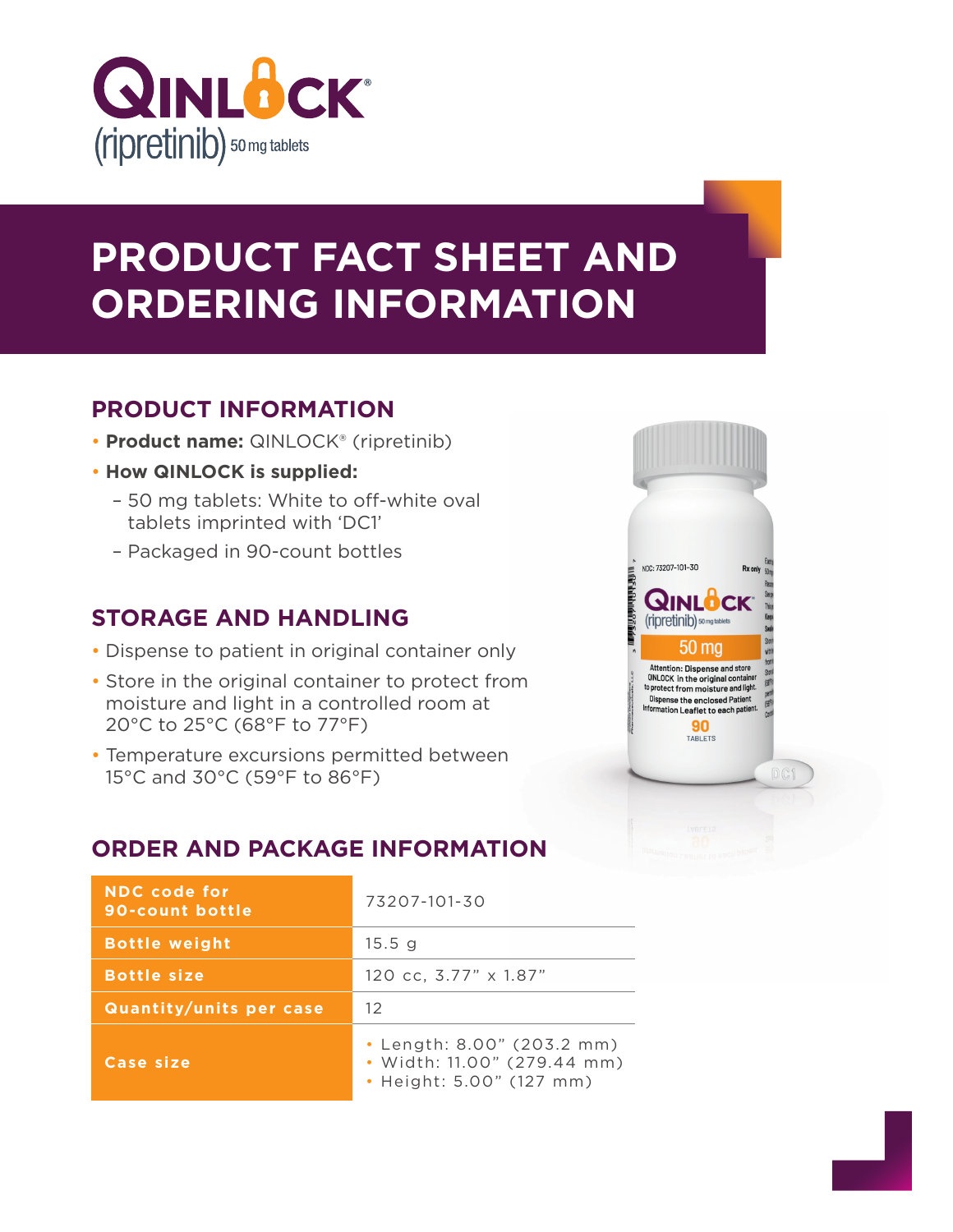QINLOCK®
(ripretinib) 50 mg tablets

# PRODUCT FACT SHEET AND ORDERING INFORMATION

## PRODUCT INFORMATION

- **Product name:** QINLOCK® (ripretinib)
- **How QINLOCK is supplied:**
  - 50 mg tablets: White to off-white oval tablets imprinted with 'DC1'
  - Packaged in 90-count bottles

## STORAGE AND HANDLING

- Dispense to patient in original container only
- Store in the original container to protect from moisture and light in a controlled room at 20°C to 25°C (68°F to 77°F)
- Temperature excursions permitted between 15°C and 30°C (59°F to 86°F)

## ORDER AND PACKAGE INFORMATION

| | |
|---|---|
| **NDC code for 90-count bottle** | 73207-101-30 |
| **Bottle weight** | 15.5 g |
| **Bottle size** | 120 cc, 3.77" x 1.87" |
| **Quantity/units per case** | 12 |
| **Case size** | • Length: 8.00" (203.2 mm)<br>• Width: 11.00" (279.44 mm)<br>• Height: 5.00" (127 mm) |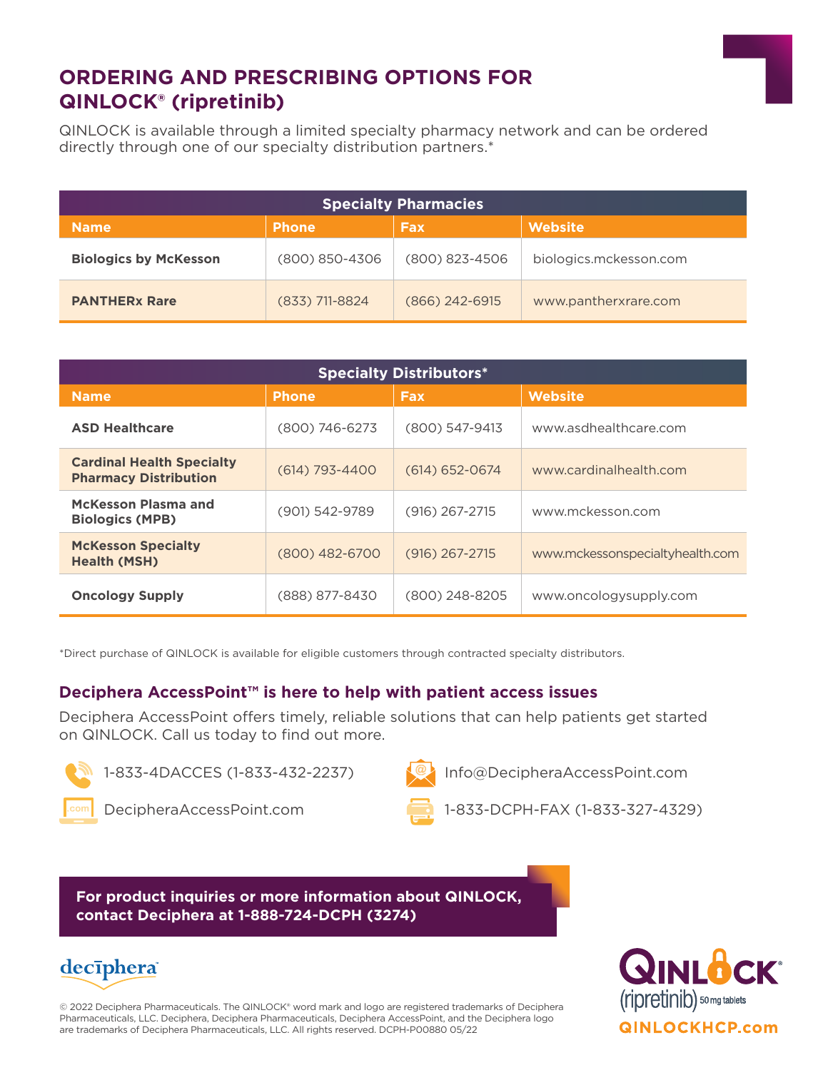# ORDERING AND PRESCRIBING OPTIONS FOR QINLOCK® (ripretinib)

QINLOCK is available through a limited specialty pharmacy network and can be ordered directly through one of our specialty distribution partners.*

| Specialty Pharmacies | | | |
|---|---|---|---|
| **Name** | **Phone** | **Fax** | **Website** |
| **Biologics by McKesson** | (800) 850-4306 | (800) 823-4506 | biologics.mckesson.com |
| **PANTHERx Rare** | (833) 711-8824 | (866) 242-6915 | www.pantherxrare.com |

| Specialty Distributors* | | | |
|---|---|---|---|
| **Name** | **Phone** | **Fax** | **Website** |
| **ASD Healthcare** | (800) 746-6273 | (800) 547-9413 | www.asdhealthcare.com |
| **Cardinal Health Specialty Pharmacy Distribution** | (614) 793-4400 | (614) 652-0674 | www.cardinalhealth.com |
| **McKesson Plasma and Biologics (MPB)** | (901) 542-9789 | (916) 267-2715 | www.mckesson.com |
| **McKesson Specialty Health (MSH)** | (800) 482-6700 | (916) 267-2715 | www.mckessonspecialtyhealth.com |
| **Oncology Supply** | (888) 877-8430 | (800) 248-8205 | www.oncologysupply.com |

*Direct purchase of QINLOCK is available for eligible customers through contracted specialty distributors.

## Deciphera AccessPoint™ is here to help with patient access issues

Deciphera AccessPoint offers timely, reliable solutions that can help patients get started on QINLOCK. Call us today to find out more.

1-833-4DACCES (1-833-432-2237)

Info@DecipheraAccessPoint.com

DecipheraAccessPoint.com

1-833-DCPH-FAX (1-833-327-4329)

**For product inquiries or more information about QINLOCK, contact Deciphera at 1-888-724-DCPH (3274)**

deciphera

© 2022 Deciphera Pharmaceuticals. The QINLOCK® word mark and logo are registered trademarks of Deciphera Pharmaceuticals, LLC. Deciphera, Deciphera Pharmaceuticals, Deciphera AccessPoint, and the Deciphera logo are trademarks of Deciphera Pharmaceuticals, LLC. All rights reserved. DCPH-P00880 05/22

QINLOCK® (ripretinib) 50 mg tablets

QINLOCKHCP.com